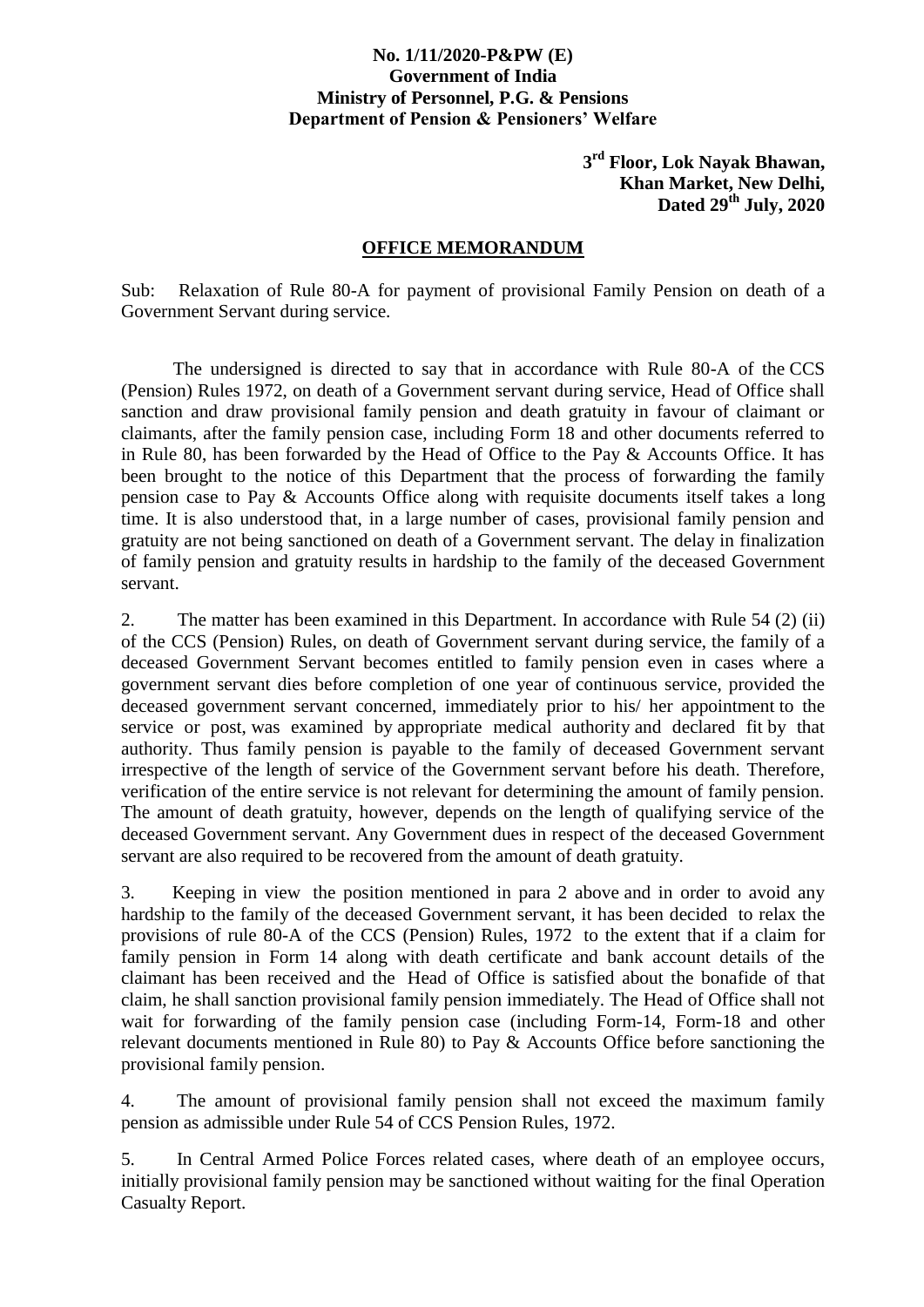**No. 1/11/2020-P&PW (E)**
**Government of India**
**Ministry of Personnel, P.G. & Pensions**
**Department of Pension & Pensioners' Welfare**

**3rd Floor, Lok Nayak Bhawan,**
**Khan Market, New Delhi,**
**Dated 29th July, 2020**

## OFFICE MEMORANDUM

Sub: Relaxation of Rule 80-A for payment of provisional Family Pension on death of a Government Servant during service.

The undersigned is directed to say that in accordance with Rule 80-A of the CCS (Pension) Rules 1972, on death of a Government servant during service, Head of Office shall sanction and draw provisional family pension and death gratuity in favour of claimant or claimants, after the family pension case, including Form 18 and other documents referred to in Rule 80, has been forwarded by the Head of Office to the Pay & Accounts Office. It has been brought to the notice of this Department that the process of forwarding the family pension case to Pay & Accounts Office along with requisite documents itself takes a long time. It is also understood that, in a large number of cases, provisional family pension and gratuity are not being sanctioned on death of a Government servant. The delay in finalization of family pension and gratuity results in hardship to the family of the deceased Government servant.

2. The matter has been examined in this Department. In accordance with Rule 54 (2) (ii) of the CCS (Pension) Rules, on death of Government servant during service, the family of a deceased Government Servant becomes entitled to family pension even in cases where a government servant dies before completion of one year of continuous service, provided the deceased government servant concerned, immediately prior to his/ her appointment to the service or post, was examined by appropriate medical authority and declared fit by that authority. Thus family pension is payable to the family of deceased Government servant irrespective of the length of service of the Government servant before his death. Therefore, verification of the entire service is not relevant for determining the amount of family pension. The amount of death gratuity, however, depends on the length of qualifying service of the deceased Government servant. Any Government dues in respect of the deceased Government servant are also required to be recovered from the amount of death gratuity.

3. Keeping in view the position mentioned in para 2 above and in order to avoid any hardship to the family of the deceased Government servant, it has been decided to relax the provisions of rule 80-A of the CCS (Pension) Rules, 1972 to the extent that if a claim for family pension in Form 14 along with death certificate and bank account details of the claimant has been received and the Head of Office is satisfied about the bonafide of that claim, he shall sanction provisional family pension immediately. The Head of Office shall not wait for forwarding of the family pension case (including Form-14, Form-18 and other relevant documents mentioned in Rule 80) to Pay & Accounts Office before sanctioning the provisional family pension.

4. The amount of provisional family pension shall not exceed the maximum family pension as admissible under Rule 54 of CCS Pension Rules, 1972.

5. In Central Armed Police Forces related cases, where death of an employee occurs, initially provisional family pension may be sanctioned without waiting for the final Operation Casualty Report.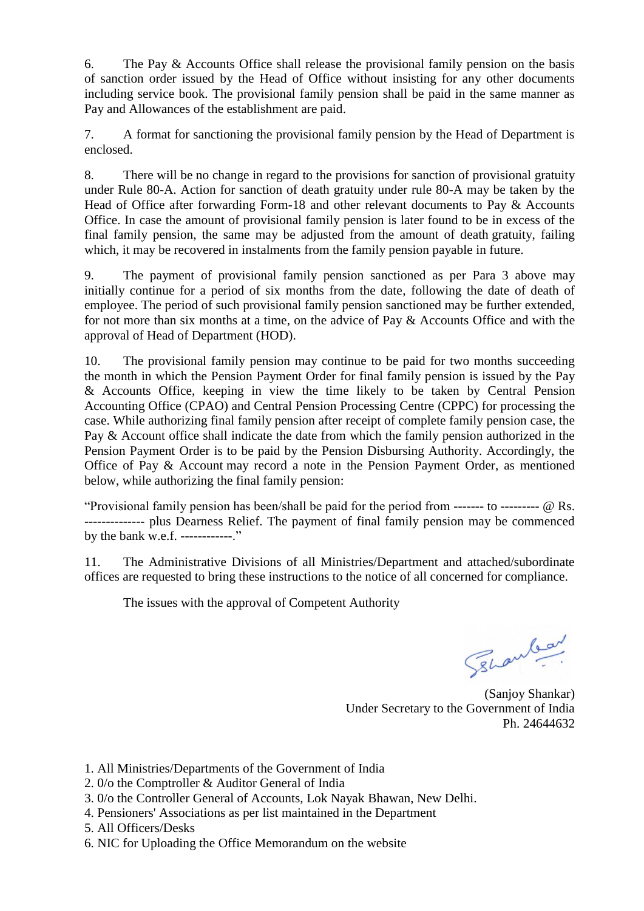6. The Pay & Accounts Office shall release the provisional family pension on the basis of sanction order issued by the Head of Office without insisting for any other documents including service book. The provisional family pension shall be paid in the same manner as Pay and Allowances of the establishment are paid.

7. A format for sanctioning the provisional family pension by the Head of Department is enclosed.

8. There will be no change in regard to the provisions for sanction of provisional gratuity under Rule 80-A. Action for sanction of death gratuity under rule 80-A may be taken by the Head of Office after forwarding Form-18 and other relevant documents to Pay & Accounts Office. In case the amount of provisional family pension is later found to be in excess of the final family pension, the same may be adjusted from the amount of death gratuity, failing which, it may be recovered in instalments from the family pension payable in future.

9. The payment of provisional family pension sanctioned as per Para 3 above may initially continue for a period of six months from the date, following the date of death of employee. The period of such provisional family pension sanctioned may be further extended, for not more than six months at a time, on the advice of Pay & Accounts Office and with the approval of Head of Department (HOD).

10. The provisional family pension may continue to be paid for two months succeeding the month in which the Pension Payment Order for final family pension is issued by the Pay & Accounts Office, keeping in view the time likely to be taken by Central Pension Accounting Office (CPAO) and Central Pension Processing Centre (CPPC) for processing the case. While authorizing final family pension after receipt of complete family pension case, the Pay & Account office shall indicate the date from which the family pension authorized in the Pension Payment Order is to be paid by the Pension Disbursing Authority. Accordingly, the Office of Pay & Account may record a note in the Pension Payment Order, as mentioned below, while authorizing the final family pension:

"Provisional family pension has been/shall be paid for the period from ------- to --------- @ Rs. ------------- plus Dearness Relief. The payment of final family pension may be commenced by the bank w.e.f. ------------."

11. The Administrative Divisions of all Ministries/Department and attached/subordinate offices are requested to bring these instructions to the notice of all concerned for compliance.

The issues with the approval of Competent Authority

(Sanjoy Shankar)
Under Secretary to the Government of India
Ph. 24644632

1. All Ministries/Departments of the Government of India
2. 0/o the Comptroller & Auditor General of India
3. 0/o the Controller General of Accounts, Lok Nayak Bhawan, New Delhi.
4. Pensioners' Associations as per list maintained in the Department
5. All Officers/Desks
6. NIC for Uploading the Office Memorandum on the website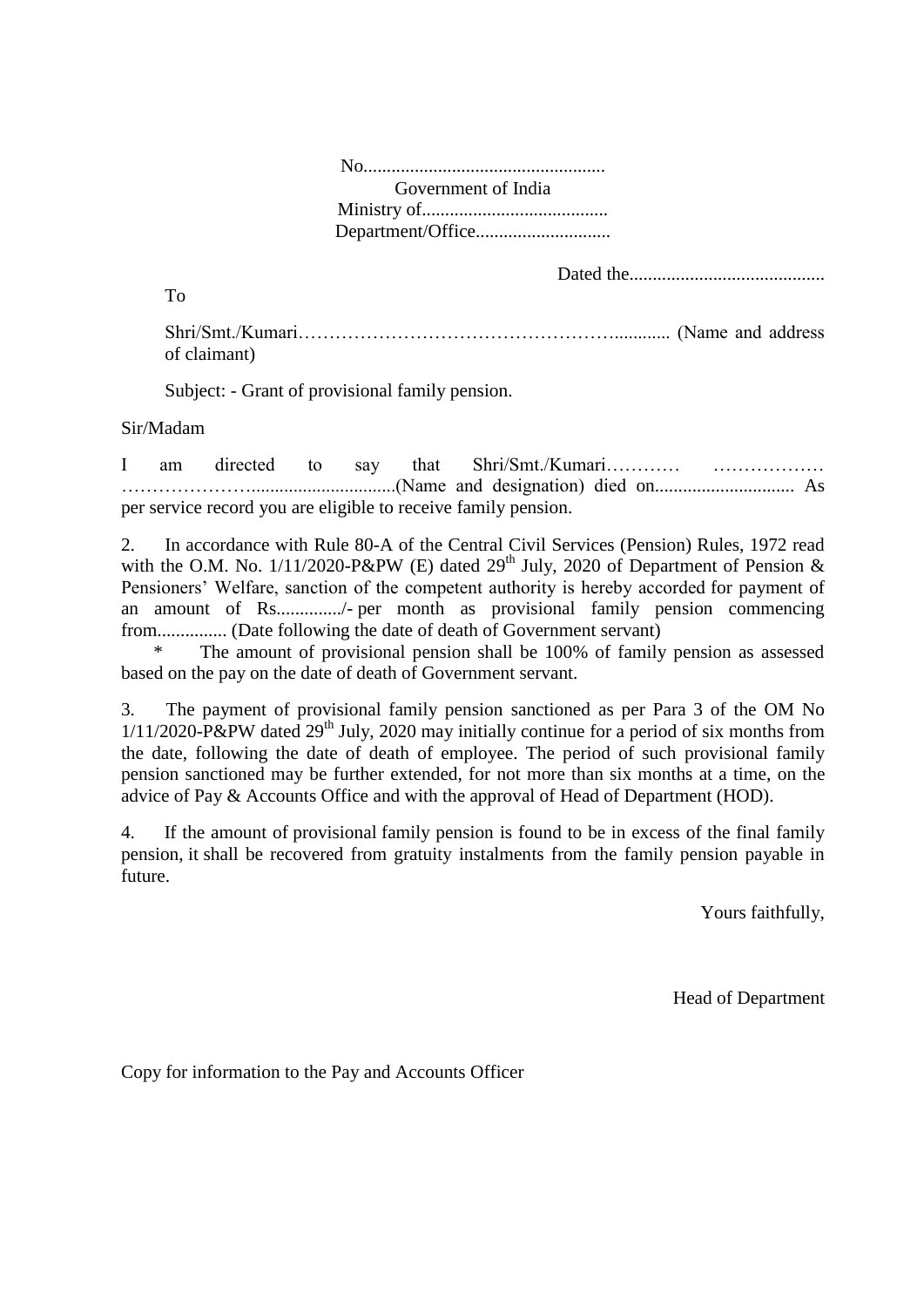No....................................................

Government of India

Ministry of........................................

Department/Office.............................

Dated the..........................................

To

Shri/Smt./Kumari…………………………………………….............. (Name and address of claimant)

Subject: - Grant of provisional family pension.

Sir/Madam

I am directed to say that Shri/Smt./Kumari………… ……………… ……………………..............................(Name and designation) died on.............................. As per service record you are eligible to receive family pension.

2. In accordance with Rule 80-A of the Central Civil Services (Pension) Rules, 1972 read with the O.M. No. 1/11/2020-P&PW (E) dated 29th July, 2020 of Department of Pension & Pensioners' Welfare, sanction of the competent authority is hereby accorded for payment of an amount of Rs............../- per month as provisional family pension commencing from............... (Date following the date of death of Government servant)

\* The amount of provisional pension shall be 100% of family pension as assessed based on the pay on the date of death of Government servant.

3. The payment of provisional family pension sanctioned as per Para 3 of the OM No 1/11/2020-P&PW dated 29th July, 2020 may initially continue for a period of six months from the date, following the date of death of employee. The period of such provisional family pension sanctioned may be further extended, for not more than six months at a time, on the advice of Pay & Accounts Office and with the approval of Head of Department (HOD).

4. If the amount of provisional family pension is found to be in excess of the final family pension, it shall be recovered from gratuity instalments from the family pension payable in future.

Yours faithfully,

Head of Department

Copy for information to the Pay and Accounts Officer